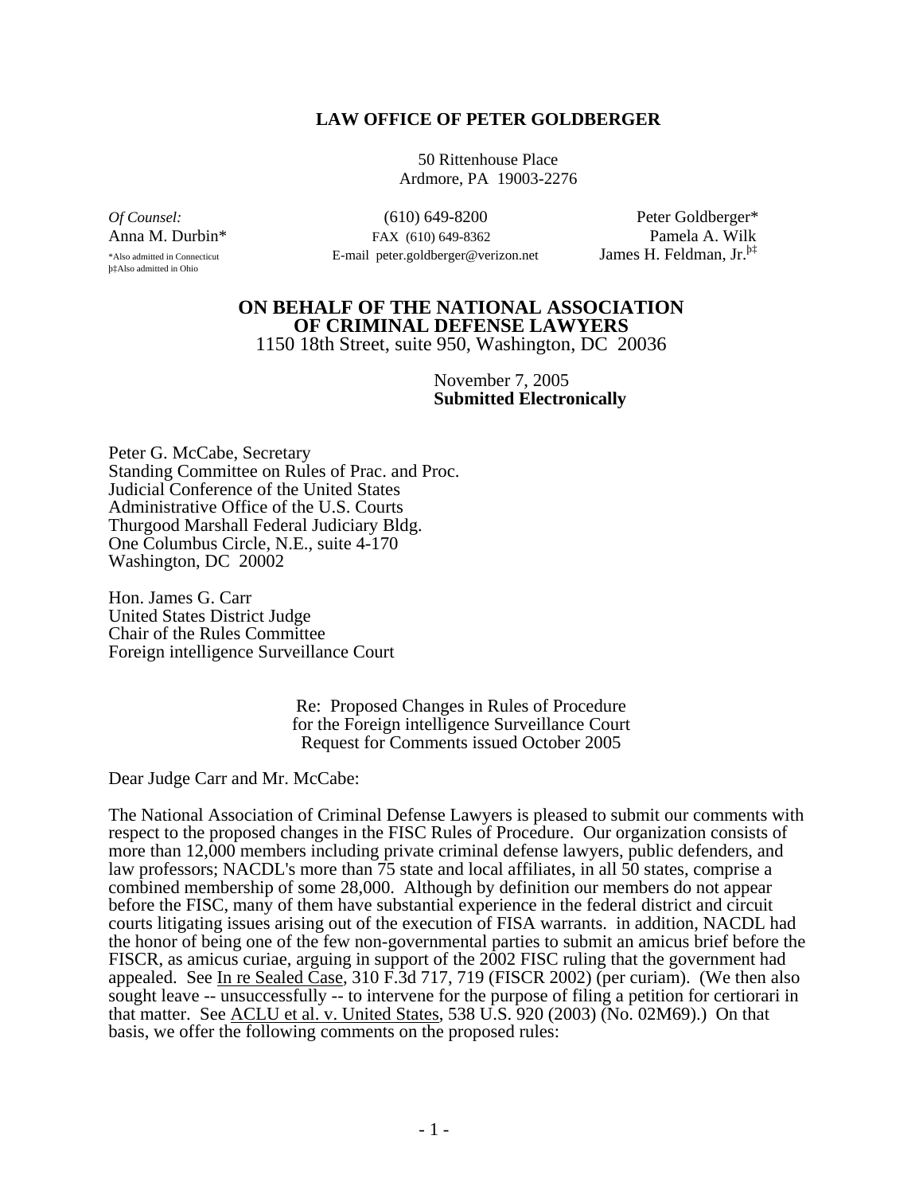**LAW OFFICE OF PETER GOLDBERGER**

50 Rittenhouse Place
Ardmore, PA 19003-2276

*Of Counsel:*
Anna M. Durbin*
*Also admitted in Connecticut
þ‡Also admitted in Ohio

(610) 649-8200
FAX (610) 649-8362
E-mail peter.goldberger@verizon.net

Peter Goldberger*
Pamela A. Wilk
James H. Feldman, Jr.[þ‡]

**ON BEHALF OF THE NATIONAL ASSOCIATION OF CRIMINAL DEFENSE LAWYERS**
1150 18th Street, suite 950, Washington, DC 20036

November 7, 2005
**Submitted Electronically**

Peter G. McCabe, Secretary
Standing Committee on Rules of Prac. and Proc.
Judicial Conference of the United States
Administrative Office of the U.S. Courts
Thurgood Marshall Federal Judiciary Bldg.
One Columbus Circle, N.E., suite 4-170
Washington, DC 20002

Hon. James G. Carr
United States District Judge
Chair of the Rules Committee
Foreign intelligence Surveillance Court

Re: Proposed Changes in Rules of Procedure
for the Foreign intelligence Surveillance Court
Request for Comments issued October 2005

Dear Judge Carr and Mr. McCabe:

The National Association of Criminal Defense Lawyers is pleased to submit our comments with respect to the proposed changes in the FISC Rules of Procedure. Our organization consists of more than 12,000 members including private criminal defense lawyers, public defenders, and law professors; NACDL's more than 75 state and local affiliates, in all 50 states, comprise a combined membership of some 28,000. Although by definition our members do not appear before the FISC, many of them have substantial experience in the federal district and circuit courts litigating issues arising out of the execution of FISA warrants. in addition, NACDL had the honor of being one of the few non-governmental parties to submit an amicus brief before the FISCR, as amicus curiae, arguing in support of the 2002 FISC ruling that the government had appealed. See In re Sealed Case, 310 F.3d 717, 719 (FISCR 2002) (per curiam). (We then also sought leave -- unsuccessfully -- to intervene for the purpose of filing a petition for certiorari in that matter. See ACLU et al. v. United States, 538 U.S. 920 (2003) (No. 02M69).) On that basis, we offer the following comments on the proposed rules: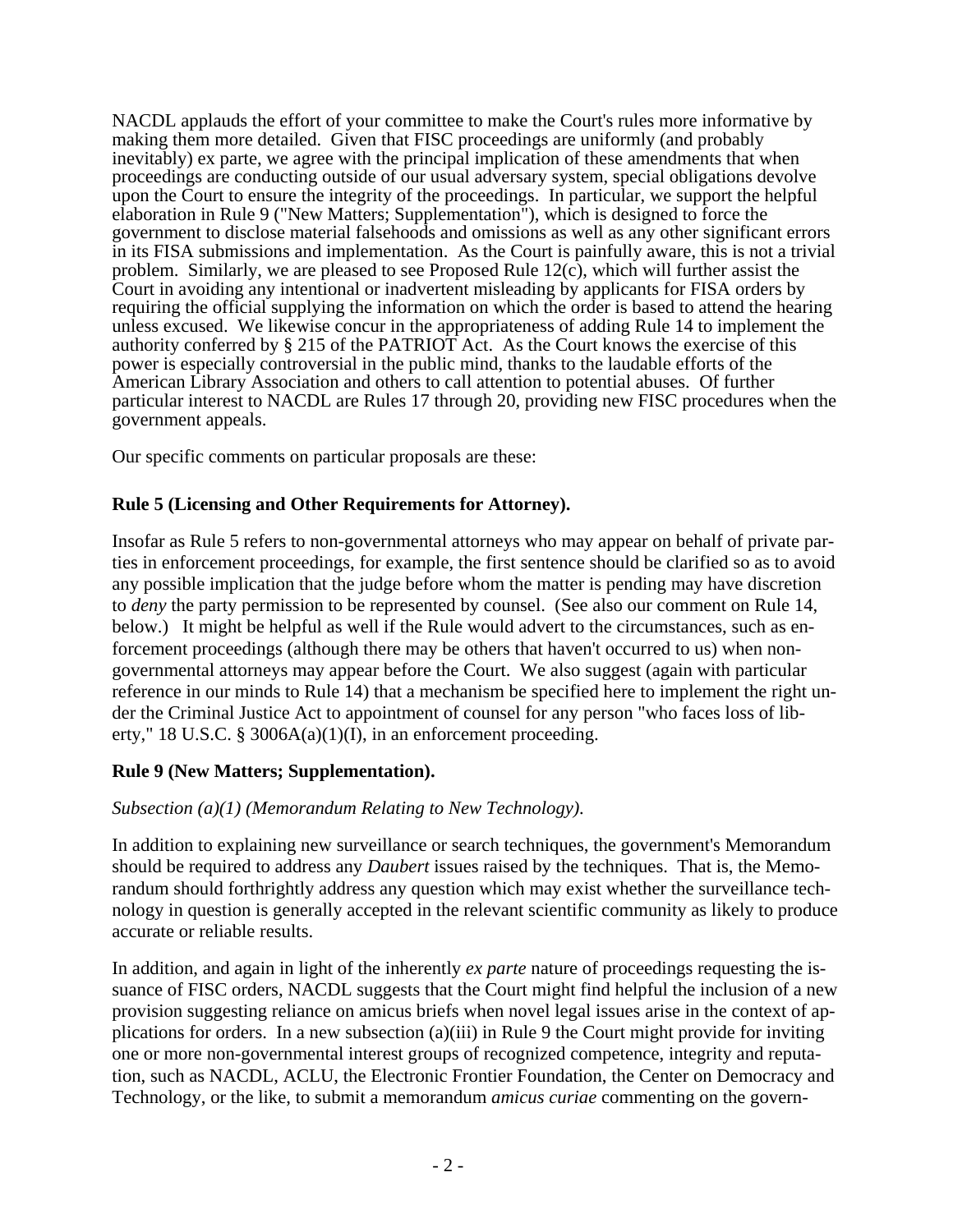NACDL applauds the effort of your committee to make the Court's rules more informative by making them more detailed. Given that FISC proceedings are uniformly (and probably inevitably) ex parte, we agree with the principal implication of these amendments that when proceedings are conducting outside of our usual adversary system, special obligations devolve upon the Court to ensure the integrity of the proceedings. In particular, we support the helpful elaboration in Rule 9 ("New Matters; Supplementation"), which is designed to force the government to disclose material falsehoods and omissions as well as any other significant errors in its FISA submissions and implementation. As the Court is painfully aware, this is not a trivial problem. Similarly, we are pleased to see Proposed Rule 12(c), which will further assist the Court in avoiding any intentional or inadvertent misleading by applicants for FISA orders by requiring the official supplying the information on which the order is based to attend the hearing unless excused. We likewise concur in the appropriateness of adding Rule 14 to implement the authority conferred by § 215 of the PATRIOT Act. As the Court knows the exercise of this power is especially controversial in the public mind, thanks to the laudable efforts of the American Library Association and others to call attention to potential abuses. Of further particular interest to NACDL are Rules 17 through 20, providing new FISC procedures when the government appeals.

Our specific comments on particular proposals are these:

**Rule 5 (Licensing and Other Requirements for Attorney).**

Insofar as Rule 5 refers to non-governmental attorneys who may appear on behalf of private parties in enforcement proceedings, for example, the first sentence should be clarified so as to avoid any possible implication that the judge before whom the matter is pending may have discretion to *deny* the party permission to be represented by counsel. (See also our comment on Rule 14, below.) It might be helpful as well if the Rule would advert to the circumstances, such as enforcement proceedings (although there may be others that haven't occurred to us) when non-governmental attorneys may appear before the Court. We also suggest (again with particular reference in our minds to Rule 14) that a mechanism be specified here to implement the right under the Criminal Justice Act to appointment of counsel for any person "who faces loss of liberty," 18 U.S.C. § 3006A(a)(1)(I), in an enforcement proceeding.

**Rule 9 (New Matters; Supplementation).**

*Subsection (a)(1) (Memorandum Relating to New Technology).*

In addition to explaining new surveillance or search techniques, the government's Memorandum should be required to address any *Daubert* issues raised by the techniques. That is, the Memorandum should forthrightly address any question which may exist whether the surveillance technology in question is generally accepted in the relevant scientific community as likely to produce accurate or reliable results.

In addition, and again in light of the inherently *ex parte* nature of proceedings requesting the issuance of FISC orders, NACDL suggests that the Court might find helpful the inclusion of a new provision suggesting reliance on amicus briefs when novel legal issues arise in the context of applications for orders. In a new subsection (a)(iii) in Rule 9 the Court might provide for inviting one or more non-governmental interest groups of recognized competence, integrity and reputation, such as NACDL, ACLU, the Electronic Frontier Foundation, the Center on Democracy and Technology, or the like, to submit a memorandum *amicus curiae* commenting on the govern-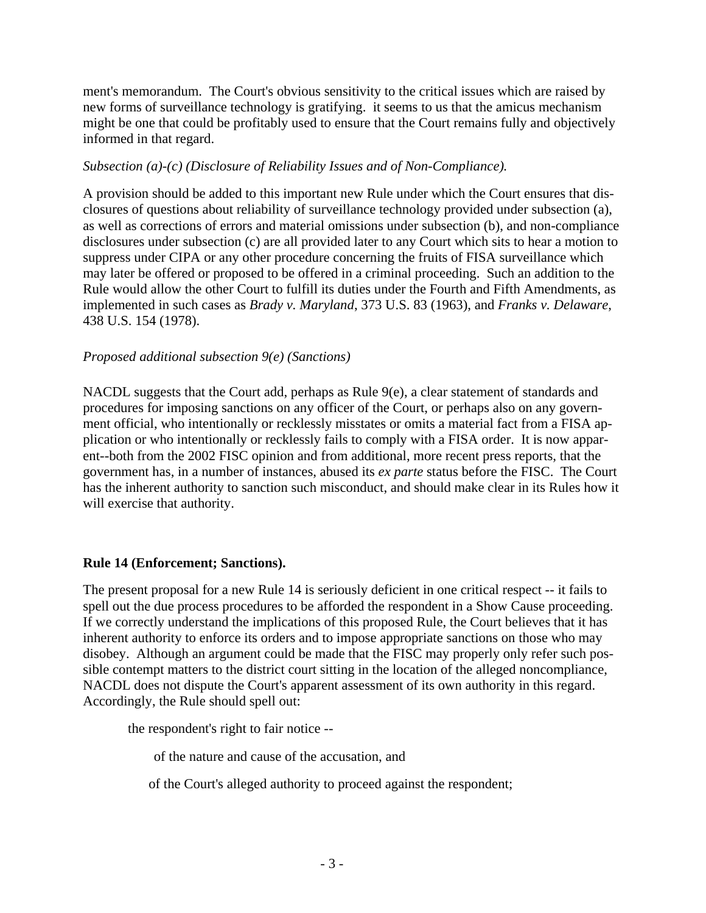ment's memorandum. The Court's obvious sensitivity to the critical issues which are raised by new forms of surveillance technology is gratifying. it seems to us that the amicus mechanism might be one that could be profitably used to ensure that the Court remains fully and objectively informed in that regard.

*Subsection (a)-(c) (Disclosure of Reliability Issues and of Non-Compliance).*

A provision should be added to this important new Rule under which the Court ensures that disclosures of questions about reliability of surveillance technology provided under subsection (a), as well as corrections of errors and material omissions under subsection (b), and non-compliance disclosures under subsection (c) are all provided later to any Court which sits to hear a motion to suppress under CIPA or any other procedure concerning the fruits of FISA surveillance which may later be offered or proposed to be offered in a criminal proceeding. Such an addition to the Rule would allow the other Court to fulfill its duties under the Fourth and Fifth Amendments, as implemented in such cases as *Brady v. Maryland*, 373 U.S. 83 (1963), and *Franks v. Delaware*, 438 U.S. 154 (1978).

*Proposed additional subsection 9(e) (Sanctions)*

NACDL suggests that the Court add, perhaps as Rule 9(e), a clear statement of standards and procedures for imposing sanctions on any officer of the Court, or perhaps also on any government official, who intentionally or recklessly misstates or omits a material fact from a FISA application or who intentionally or recklessly fails to comply with a FISA order. It is now apparent--both from the 2002 FISC opinion and from additional, more recent press reports, that the government has, in a number of instances, abused its *ex parte* status before the FISC. The Court has the inherent authority to sanction such misconduct, and should make clear in its Rules how it will exercise that authority.

**Rule 14 (Enforcement; Sanctions).**

The present proposal for a new Rule 14 is seriously deficient in one critical respect -- it fails to spell out the due process procedures to be afforded the respondent in a Show Cause proceeding. If we correctly understand the implications of this proposed Rule, the Court believes that it has inherent authority to enforce its orders and to impose appropriate sanctions on those who may disobey. Although an argument could be made that the FISC may properly only refer such possible contempt matters to the district court sitting in the location of the alleged noncompliance, NACDL does not dispute the Court's apparent assessment of its own authority in this regard. Accordingly, the Rule should spell out:

the respondent's right to fair notice --

of the nature and cause of the accusation, and

of the Court's alleged authority to proceed against the respondent;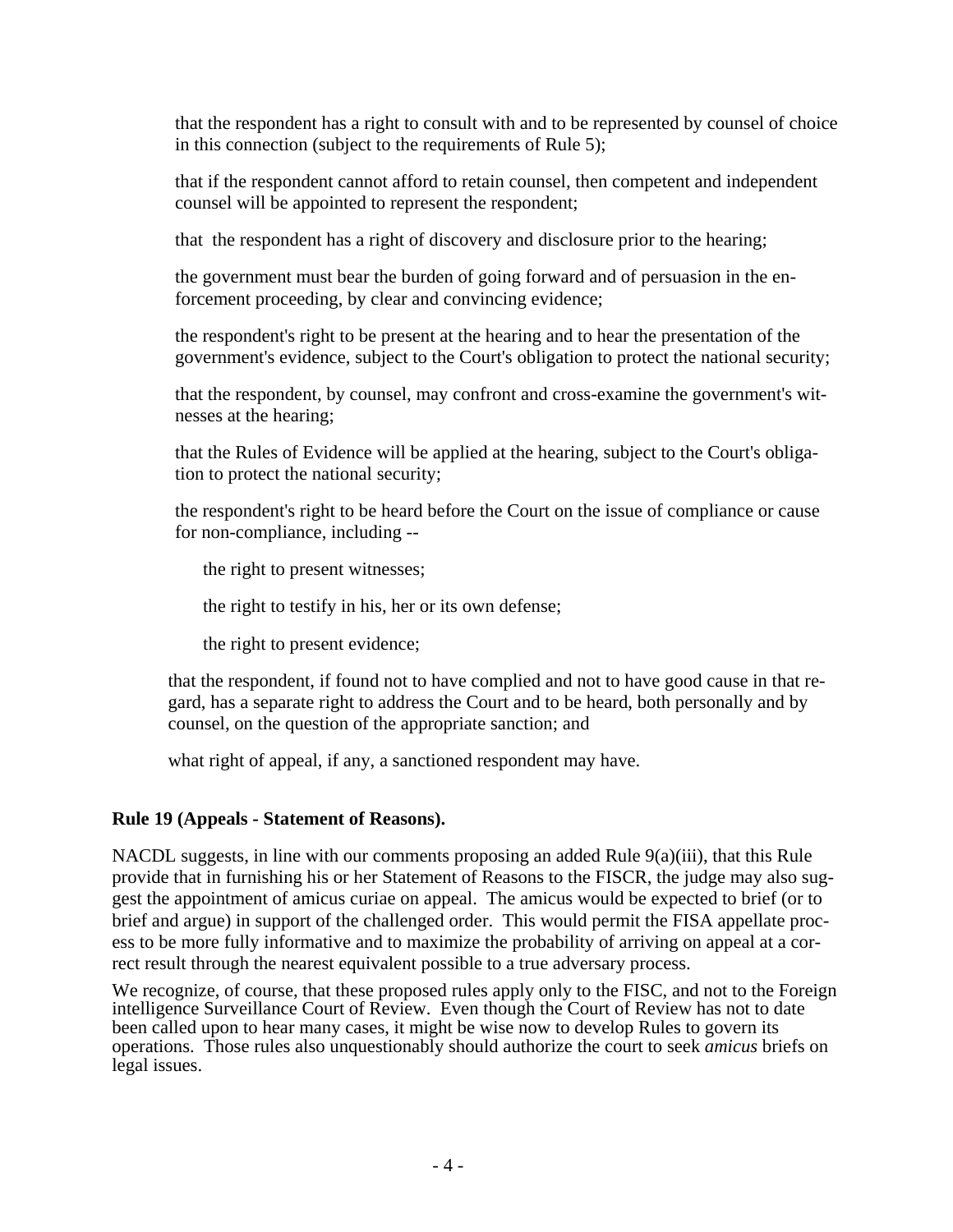that the respondent has a right to consult with and to be represented by counsel of choice in this connection (subject to the requirements of Rule 5);

that if the respondent cannot afford to retain counsel, then competent and independent counsel will be appointed to represent the respondent;

that the respondent has a right of discovery and disclosure prior to the hearing;

the government must bear the burden of going forward and of persuasion in the enforcement proceeding, by clear and convincing evidence;

the respondent's right to be present at the hearing and to hear the presentation of the government's evidence, subject to the Court's obligation to protect the national security;

that the respondent, by counsel, may confront and cross-examine the government's witnesses at the hearing;

that the Rules of Evidence will be applied at the hearing, subject to the Court's obligation to protect the national security;

the respondent's right to be heard before the Court on the issue of compliance or cause for non-compliance, including --

the right to present witnesses;

the right to testify in his, her or its own defense;

the right to present evidence;

that the respondent, if found not to have complied and not to have good cause in that regard, has a separate right to address the Court and to be heard, both personally and by counsel, on the question of the appropriate sanction; and

what right of appeal, if any, a sanctioned respondent may have.

**Rule 19 (Appeals - Statement of Reasons).**

NACDL suggests, in line with our comments proposing an added Rule 9(a)(iii), that this Rule provide that in furnishing his or her Statement of Reasons to the FISCR, the judge may also suggest the appointment of amicus curiae on appeal. The amicus would be expected to brief (or to brief and argue) in support of the challenged order. This would permit the FISA appellate process to be more fully informative and to maximize the probability of arriving on appeal at a correct result through the nearest equivalent possible to a true adversary process.

We recognize, of course, that these proposed rules apply only to the FISC, and not to the Foreign intelligence Surveillance Court of Review. Even though the Court of Review has not to date been called upon to hear many cases, it might be wise now to develop Rules to govern its operations. Those rules also unquestionably should authorize the court to seek *amicus* briefs on legal issues.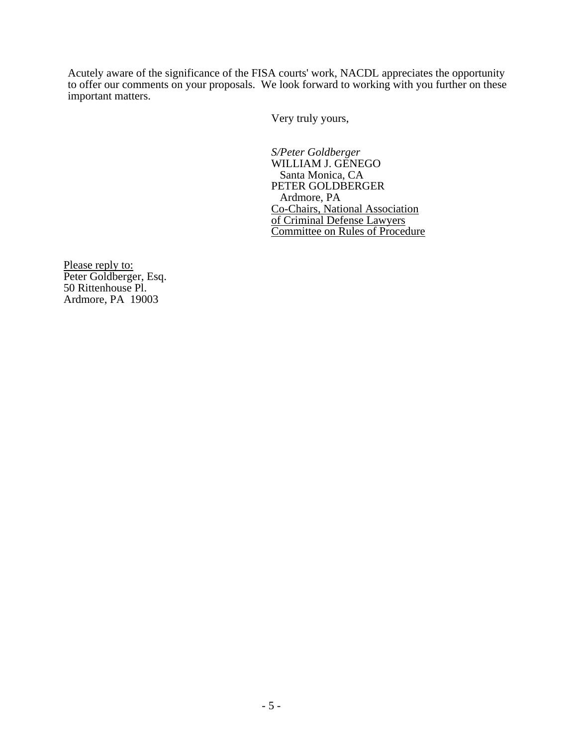Acutely aware of the significance of the FISA courts' work, NACDL appreciates the opportunity to offer our comments on your proposals. We look forward to working with you further on these important matters.

Very truly yours,

*S/Peter Goldberger*
WILLIAM J. GENEGO
Santa Monica, CA
PETER GOLDBERGER
Ardmore, PA
<u>Co-Chairs, National Association of Criminal Defense Lawyers Committee on Rules of Procedure</u>

<u>Please reply to:</u>
Peter Goldberger, Esq.
50 Rittenhouse Pl.
Ardmore, PA 19003